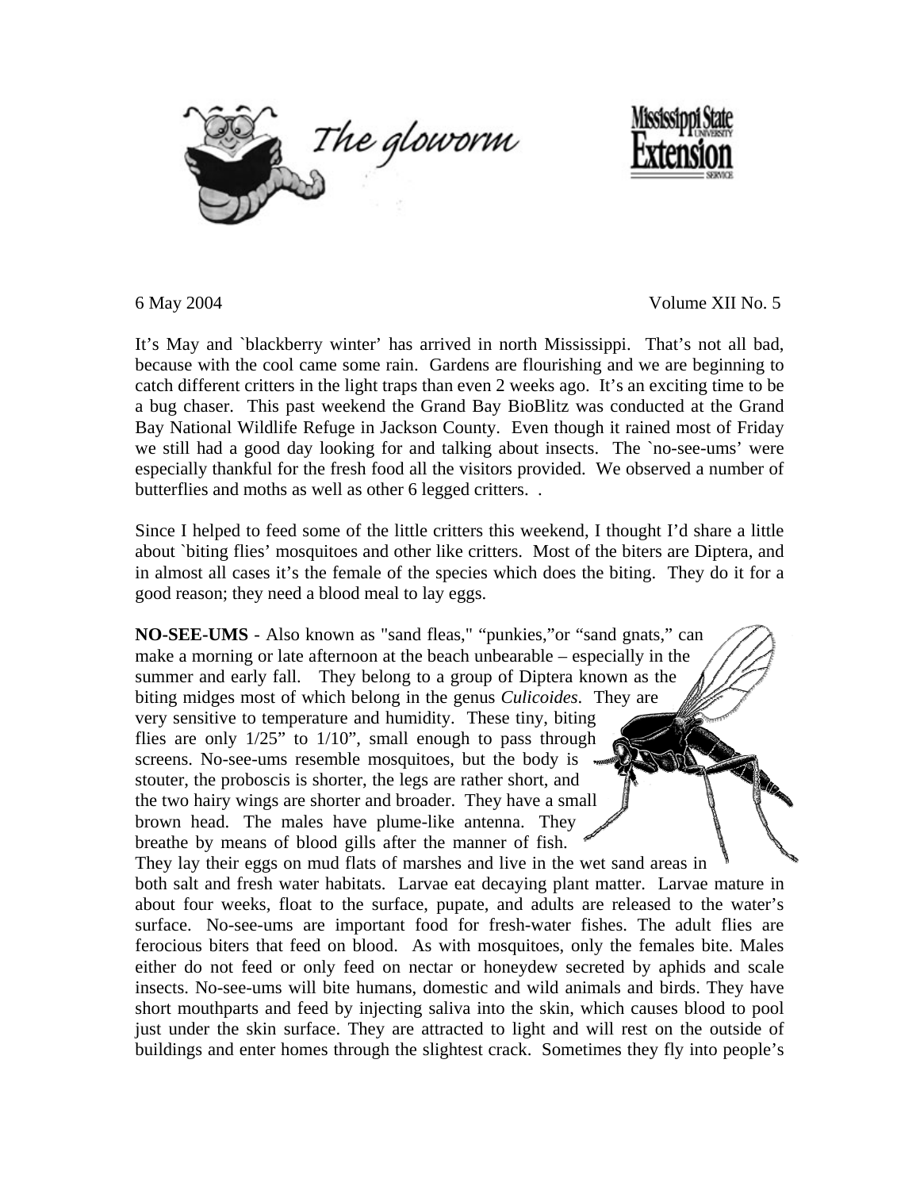# The gloworm

6 May 2004 Volume XII No. 5

It's May and `blackberry winter' has arrived in north Mississippi. That's not all bad, because with the cool came some rain. Gardens are flourishing and we are beginning to catch different critters in the light traps than even 2 weeks ago. It's an exciting time to be a bug chaser. This past weekend the Grand Bay BioBlitz was conducted at the Grand Bay National Wildlife Refuge in Jackson County. Even though it rained most of Friday we still had a good day looking for and talking about insects. The `no-see-ums' were especially thankful for the fresh food all the visitors provided. We observed a number of butterflies and moths as well as other 6 legged critters. .

Since I helped to feed some of the little critters this weekend, I thought I'd share a little about `biting flies' mosquitoes and other like critters. Most of the biters are Diptera, and in almost all cases it's the female of the species which does the biting. They do it for a good reason; they need a blood meal to lay eggs.

**NO-SEE-UMS** - Also known as "sand fleas," "punkies,"or "sand gnats," can make a morning or late afternoon at the beach unbearable – especially in the summer and early fall. They belong to a group of Diptera known as the biting midges most of which belong in the genus *Culicoides*. They are very sensitive to temperature and humidity. These tiny, biting flies are only 1/25" to 1/10", small enough to pass through screens. No-see-ums resemble mosquitoes, but the body is stouter, the proboscis is shorter, the legs are rather short, and the two hairy wings are shorter and broader. They have a small brown head. The males have plume-like antenna. They breathe by means of blood gills after the manner of fish. They lay their eggs on mud flats of marshes and live in the wet sand areas in both salt and fresh water habitats. Larvae eat decaying plant matter. Larvae mature in about four weeks, float to the surface, pupate, and adults are released to the water's surface. No-see-ums are important food for fresh-water fishes. The adult flies are ferocious biters that feed on blood. As with mosquitoes, only the females bite. Males either do not feed or only feed on nectar or honeydew secreted by aphids and scale insects. No-see-ums will bite humans, domestic and wild animals and birds. They have short mouthparts and feed by injecting saliva into the skin, which causes blood to pool just under the skin surface. They are attracted to light and will rest on the outside of buildings and enter homes through the slightest crack. Sometimes they fly into people's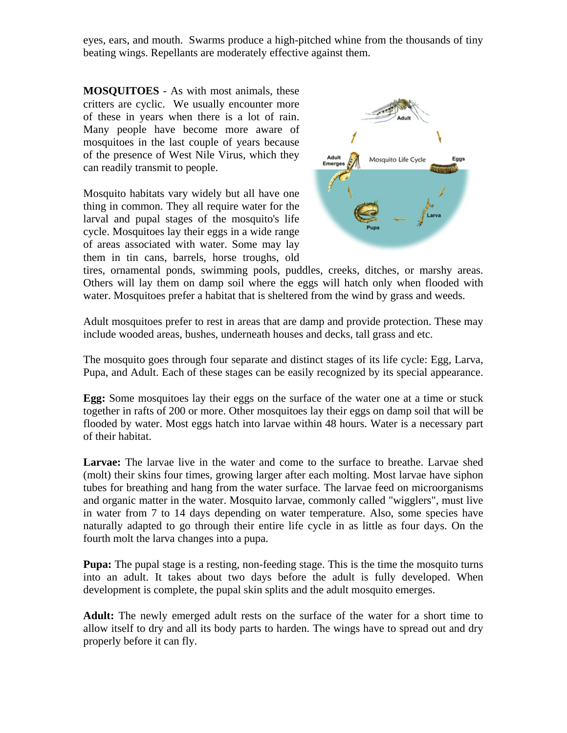eyes, ears, and mouth. Swarms produce a high-pitched whine from the thousands of tiny beating wings. Repellants are moderately effective against them.

**MOSQUITOES** - As with most animals, these critters are cyclic. We usually encounter more of these in years when there is a lot of rain. Many people have become more aware of mosquitoes in the last couple of years because of the presence of West Nile Virus, which they can readily transmit to people.

Adult

Adult Emerges

Mosquito Life Cycle

Eggs

Larva

Pupa

Mosquito habitats vary widely but all have one thing in common. They all require water for the larval and pupal stages of the mosquito's life cycle. Mosquitoes lay their eggs in a wide range of areas associated with water. Some may lay them in tin cans, barrels, horse troughs, old tires, ornamental ponds, swimming pools, puddles, creeks, ditches, or marshy areas. Others will lay them on damp soil where the eggs will hatch only when flooded with water. Mosquitoes prefer a habitat that is sheltered from the wind by grass and weeds.

Adult mosquitoes prefer to rest in areas that are damp and provide protection. These may include wooded areas, bushes, underneath houses and decks, tall grass and etc.

The mosquito goes through four separate and distinct stages of its life cycle: Egg, Larva, Pupa, and Adult. Each of these stages can be easily recognized by its special appearance.

**Egg:** Some mosquitoes lay their eggs on the surface of the water one at a time or stuck together in rafts of 200 or more. Other mosquitoes lay their eggs on damp soil that will be flooded by water. Most eggs hatch into larvae within 48 hours. Water is a necessary part of their habitat.

**Larvae:** The larvae live in the water and come to the surface to breathe. Larvae shed (molt) their skins four times, growing larger after each molting. Most larvae have siphon tubes for breathing and hang from the water surface. The larvae feed on microorganisms and organic matter in the water. Mosquito larvae, commonly called "wigglers", must live in water from 7 to 14 days depending on water temperature. Also, some species have naturally adapted to go through their entire life cycle in as little as four days. On the fourth molt the larva changes into a pupa.

**Pupa:** The pupal stage is a resting, non-feeding stage. This is the time the mosquito turns into an adult. It takes about two days before the adult is fully developed. When development is complete, the pupal skin splits and the adult mosquito emerges.

**Adult:** The newly emerged adult rests on the surface of the water for a short time to allow itself to dry and all its body parts to harden. The wings have to spread out and dry properly before it can fly.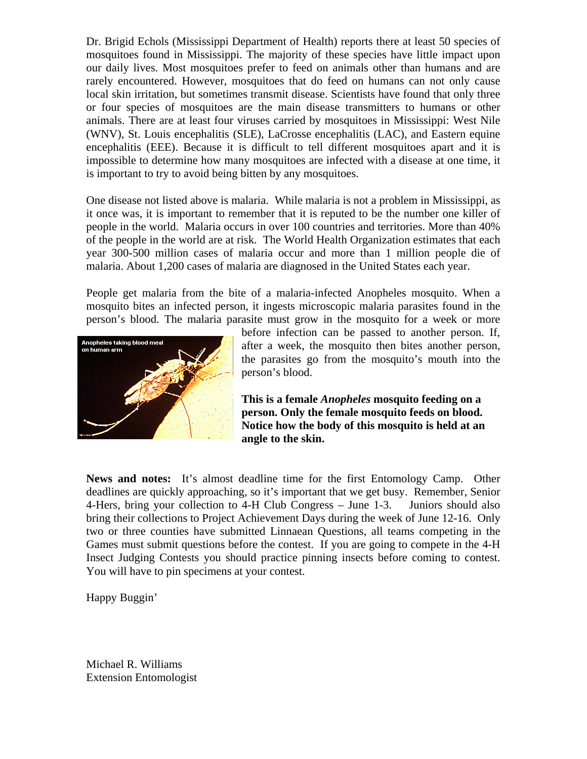Dr. Brigid Echols (Mississippi Department of Health) reports there at least 50 species of mosquitoes found in Mississippi. The majority of these species have little impact upon our daily lives. Most mosquitoes prefer to feed on animals other than humans and are rarely encountered. However, mosquitoes that do feed on humans can not only cause local skin irritation, but sometimes transmit disease. Scientists have found that only three or four species of mosquitoes are the main disease transmitters to humans or other animals. There are at least four viruses carried by mosquitoes in Mississippi: West Nile (WNV), St. Louis encephalitis (SLE), LaCrosse encephalitis (LAC), and Eastern equine encephalitis (EEE). Because it is difficult to tell different mosquitoes apart and it is impossible to determine how many mosquitoes are infected with a disease at one time, it is important to try to avoid being bitten by any mosquitoes.

One disease not listed above is malaria. While malaria is not a problem in Mississippi, as it once was, it is important to remember that it is reputed to be the number one killer of people in the world. Malaria occurs in over 100 countries and territories. More than 40% of the people in the world are at risk. The World Health Organization estimates that each year 300-500 million cases of malaria occur and more than 1 million people die of malaria. About 1,200 cases of malaria are diagnosed in the United States each year.

People get malaria from the bite of a malaria-infected Anopheles mosquito. When a mosquito bites an infected person, it ingests microscopic malaria parasites found in the person's blood. The malaria parasite must grow in the mosquito for a week or more before infection can be passed to another person. If, after a week, the mosquito then bites another person, the parasites go from the mosquito's mouth into the person's blood.

Anopheles taking blood meal on human arm

**This is a female *Anopheles* mosquito feeding on a person. Only the female mosquito feeds on blood. Notice how the body of this mosquito is held at an angle to the skin.**

**News and notes:** It's almost deadline time for the first Entomology Camp. Other deadlines are quickly approaching, so it's important that we get busy. Remember, Senior 4-Hers, bring your collection to 4-H Club Congress – June 1-3. Juniors should also bring their collections to Project Achievement Days during the week of June 12-16. Only two or three counties have submitted Linnaean Questions, all teams competing in the Games must submit questions before the contest. If you are going to compete in the 4-H Insect Judging Contests you should practice pinning insects before coming to contest. You will have to pin specimens at your contest.

Happy Buggin'

Michael R. Williams
Extension Entomologist